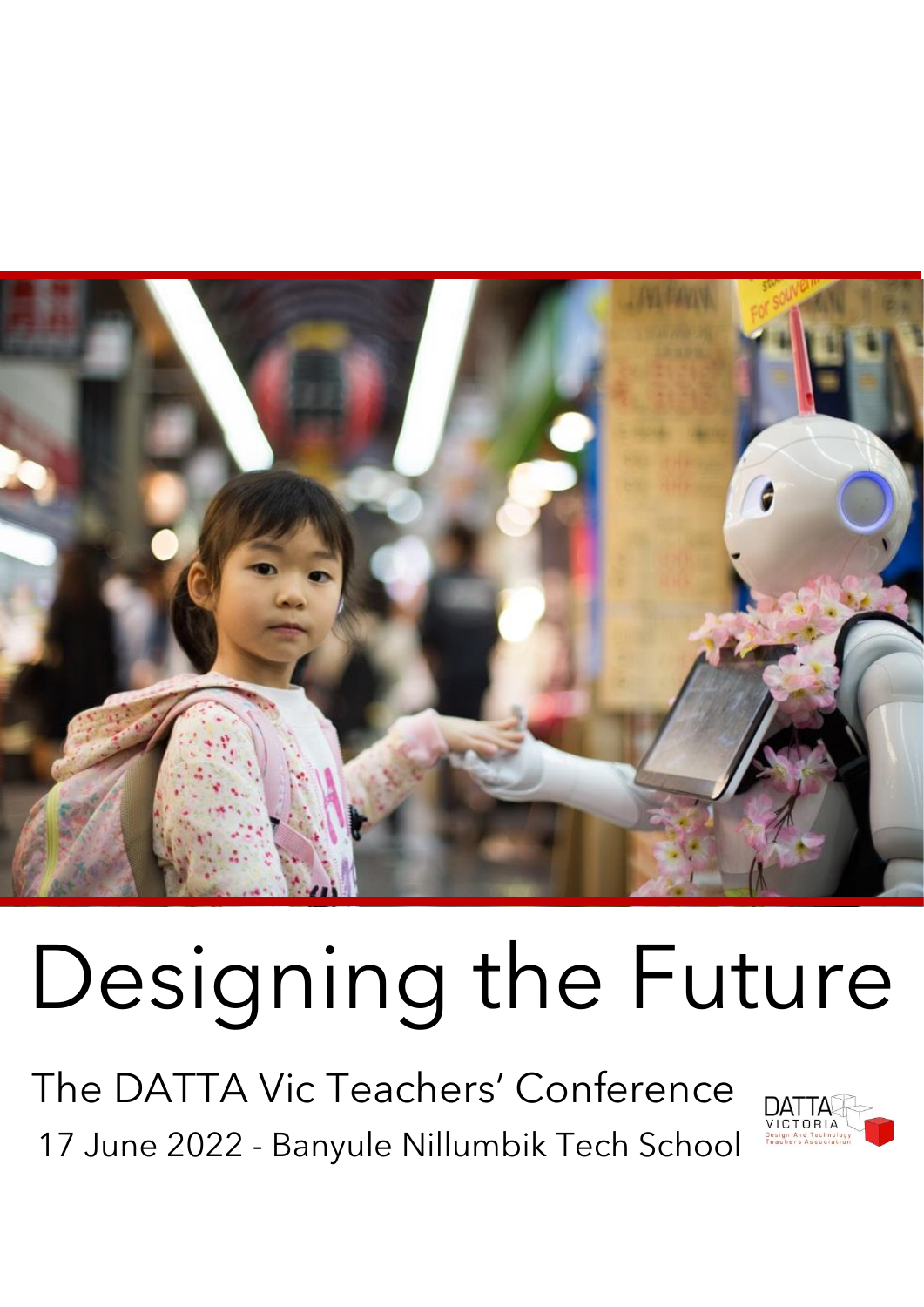# Designing the Future

## The DATTA Vic Teachers' Conference

17 June 2022 - Banyule Nillumbik Tech School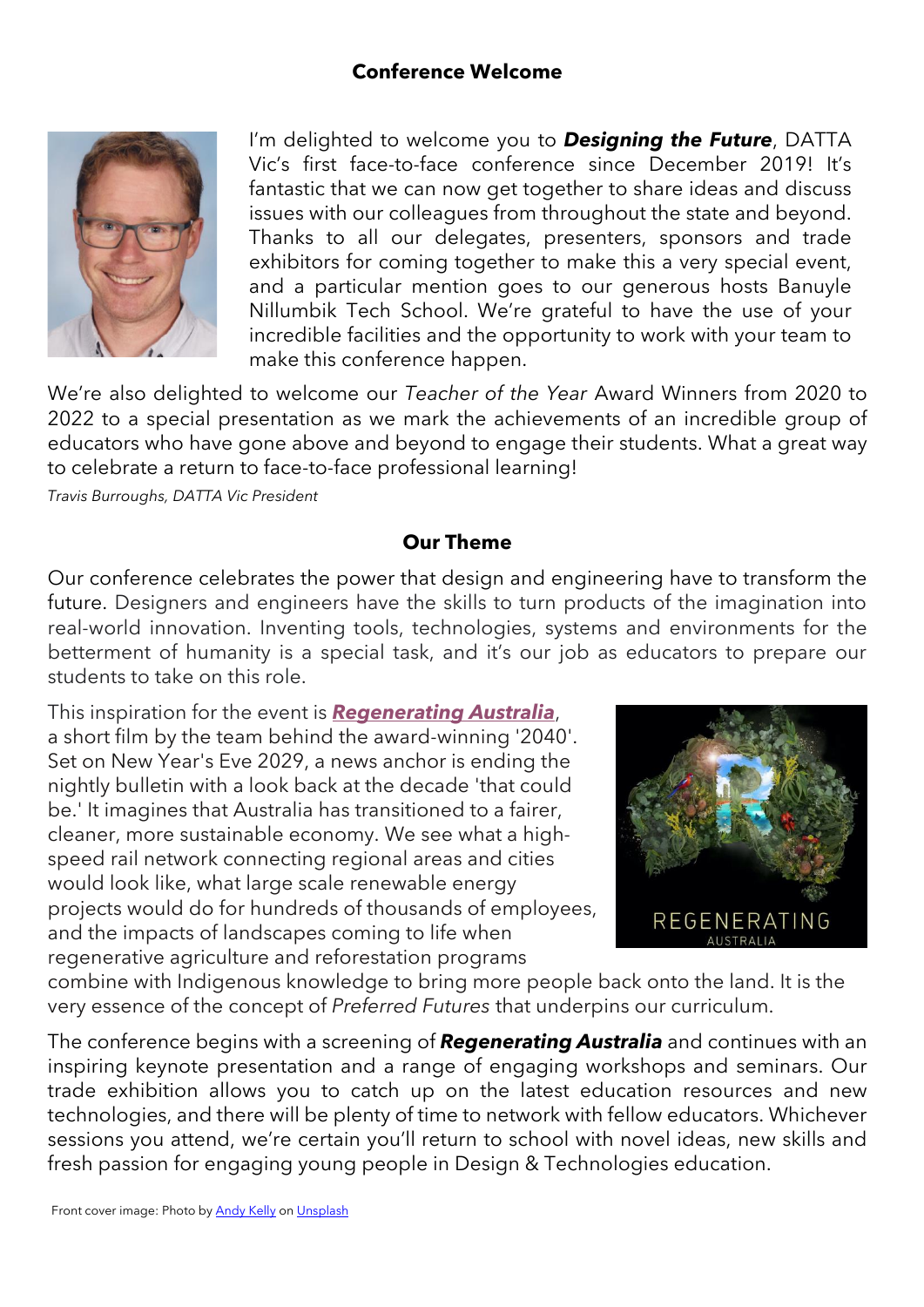## Conference Welcome

I'm delighted to welcome you to ***Designing the Future***, DATTA Vic's first face-to-face conference since December 2019! It's fantastic that we can now get together to share ideas and discuss issues with our colleagues from throughout the state and beyond. Thanks to all our delegates, presenters, sponsors and trade exhibitors for coming together to make this a very special event, and a particular mention goes to our generous hosts Banuyle Nillumbik Tech School. We're grateful to have the use of your incredible facilities and the opportunity to work with your team to make this conference happen.

We're also delighted to welcome our *Teacher of the Year* Award Winners from 2020 to 2022 to a special presentation as we mark the achievements of an incredible group of educators who have gone above and beyond to engage their students. What a great way to celebrate a return to face-to-face professional learning!

*Travis Burroughs, DATTA Vic President*

## Our Theme

Our conference celebrates the power that design and engineering have to transform the future. Designers and engineers have the skills to turn products of the imagination into real-world innovation. Inventing tools, technologies, systems and environments for the betterment of humanity is a special task, and it's our job as educators to prepare our students to take on this role.

This inspiration for the event is ***Regenerating Australia***, a short film by the team behind the award-winning '2040'. Set on New Year's Eve 2029, a news anchor is ending the nightly bulletin with a look back at the decade 'that could be.' It imagines that Australia has transitioned to a fairer, cleaner, more sustainable economy. We see what a high-speed rail network connecting regional areas and cities would look like, what large scale renewable energy projects would do for hundreds of thousands of employees, and the impacts of landscapes coming to life when regenerative agriculture and reforestation programs combine with Indigenous knowledge to bring more people back onto the land. It is the very essence of the concept of *Preferred Futures* that underpins our curriculum.

The conference begins with a screening of ***Regenerating Australia*** and continues with an inspiring keynote presentation and a range of engaging workshops and seminars. Our trade exhibition allows you to catch up on the latest education resources and new technologies, and there will be plenty of time to network with fellow educators. Whichever sessions you attend, we're certain you'll return to school with novel ideas, new skills and fresh passion for engaging young people in Design & Technologies education.

Front cover image: Photo by Andy Kelly on Unsplash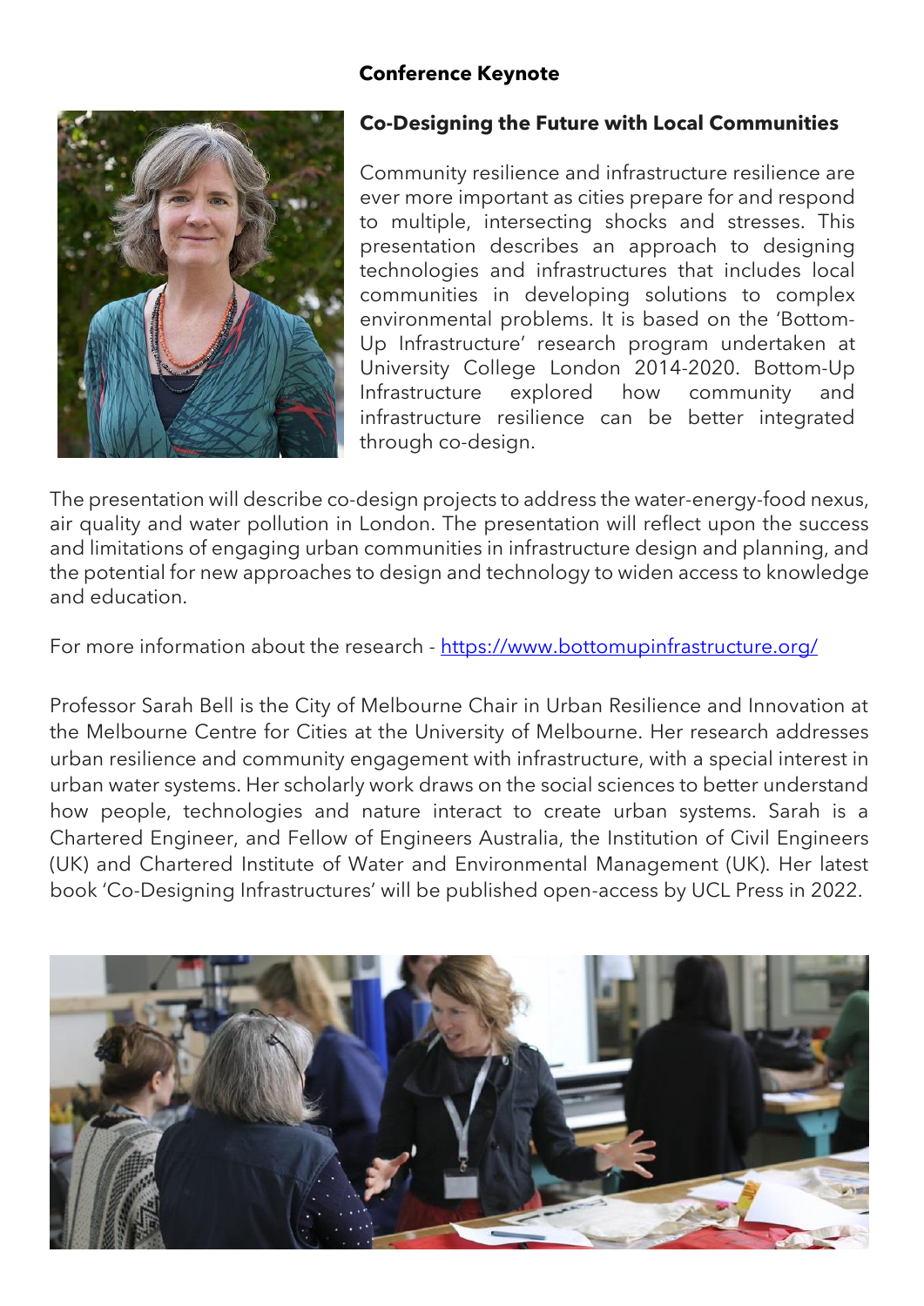**Conference Keynote**

## Co-Designing the Future with Local Communities

Community resilience and infrastructure resilience are ever more important as cities prepare for and respond to multiple, intersecting shocks and stresses. This presentation describes an approach to designing technologies and infrastructures that includes local communities in developing solutions to complex environmental problems. It is based on the 'Bottom-Up Infrastructure' research program undertaken at University College London 2014-2020. Bottom-Up Infrastructure explored how community and infrastructure resilience can be better integrated through co-design.

The presentation will describe co-design projects to address the water-energy-food nexus, air quality and water pollution in London. The presentation will reflect upon the success and limitations of engaging urban communities in infrastructure design and planning, and the potential for new approaches to design and technology to widen access to knowledge and education.

For more information about the research - [https://www.bottomupinfrastructure.org/](https://www.bottomupinfrastructure.org/)

Professor Sarah Bell is the City of Melbourne Chair in Urban Resilience and Innovation at the Melbourne Centre for Cities at the University of Melbourne. Her research addresses urban resilience and community engagement with infrastructure, with a special interest in urban water systems. Her scholarly work draws on the social sciences to better understand how people, technologies and nature interact to create urban systems. Sarah is a Chartered Engineer, and Fellow of Engineers Australia, the Institution of Civil Engineers (UK) and Chartered Institute of Water and Environmental Management (UK). Her latest book 'Co-Designing Infrastructures' will be published open-access by UCL Press in 2022.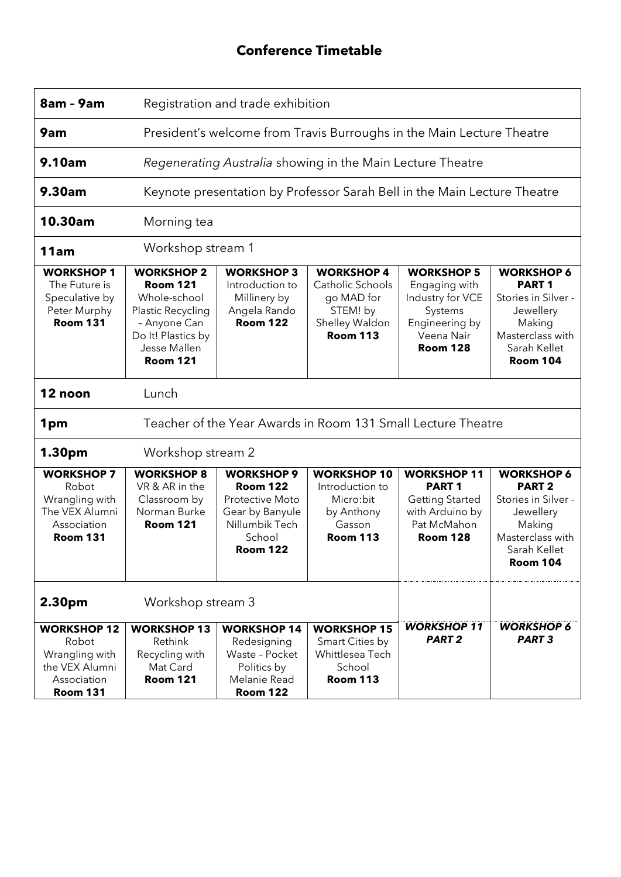# Conference Timetable

| | | | | | |
|---|---|---|---|---|---|
| **8am - 9am** | Registration and trade exhibition | | | | |
| **9am** | President's welcome from Travis Burroughs in the Main Lecture Theatre | | | | |
| **9.10am** | *Regenerating Australia* showing in the Main Lecture Theatre | | | | |
| **9.30am** | Keynote presentation by Professor Sarah Bell in the Main Lecture Theatre | | | | |
| **10.30am** | Morning tea | | | | |
| **11am** | Workshop stream 1 | | | | |
| **WORKSHOP 1** The Future is Speculative by Peter Murphy **Room 131** | **WORKSHOP 2** **Room 121** Whole-school Plastic Recycling – Anyone Can Do It! Plastics by Jesse Mallen **Room 121** | **WORKSHOP 3** Introduction to Millinery by Angela Rando **Room 122** | **WORKSHOP 4** Catholic Schools go MAD for STEM! by Shelley Waldon **Room 113** | **WORKSHOP 5** Engaging with Industry for VCE Systems Engineering by Veena Nair **Room 128** | **WORKSHOP 6 PART 1** Stories in Silver - Jewellery Making Masterclass with Sarah Kellet **Room 104** |
| **12 noon** | Lunch | | | | |
| **1pm** | Teacher of the Year Awards in Room 131 Small Lecture Theatre | | | | |
| **1.30pm** | Workshop stream 2 | | | | |
| **WORKSHOP 7** Robot Wrangling with The VEX Alumni Association **Room 131** | **WORKSHOP 8** VR & AR in the Classroom by Norman Burke **Room 121** | **WORKSHOP 9** **Room 122** Protective Moto Gear by Banyule Nillumbik Tech School **Room 122** | **WORKSHOP 10** Introduction to Micro:bit by Anthony Gasson **Room 113** | **WORKSHOP 11 PART 1** Getting Started with Arduino by Pat McMahon **Room 128** | **WORKSHOP 6 PART 2** Stories in Silver - Jewellery Making Masterclass with Sarah Kellet **Room 104** |
| **2.30pm** | Workshop stream 3 | | | | |
| **WORKSHOP 12** Robot Wrangling with the VEX Alumni Association **Room 131** | **WORKSHOP 13** Rethink Recycling with Mat Card **Room 121** | **WORKSHOP 14** Redesigning Waste – Pocket Politics by Melanie Read **Room 122** | **WORKSHOP 15** Smart Cities by Whittlesea Tech School **Room 113** | ***WORKSHOP 11 PART 2*** | ***WORKSHOP 6 PART 3*** |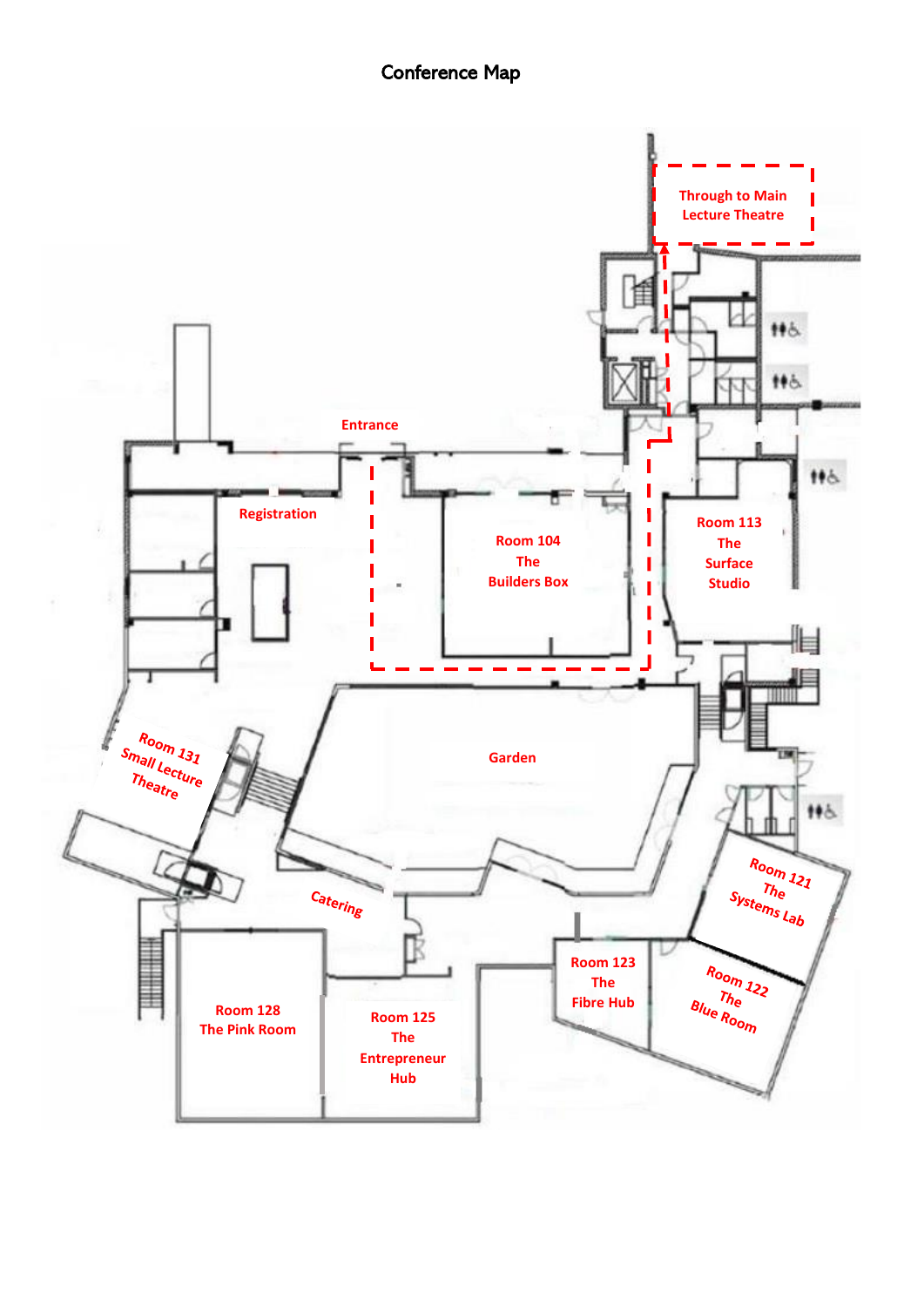# Conference Map

Through to Main Lecture Theatre

Entrance

Registration

Room 104
The
Builders Box

Room 113
The
Surface
Studio

Room 131
Small Lecture
Theatre

Garden

Catering

Room 121
The
Systems Lab

Room 122
The
Blue Room

Room 123
The
Fibre Hub

Room 128
The Pink Room

Room 125
The
Entrepreneur
Hub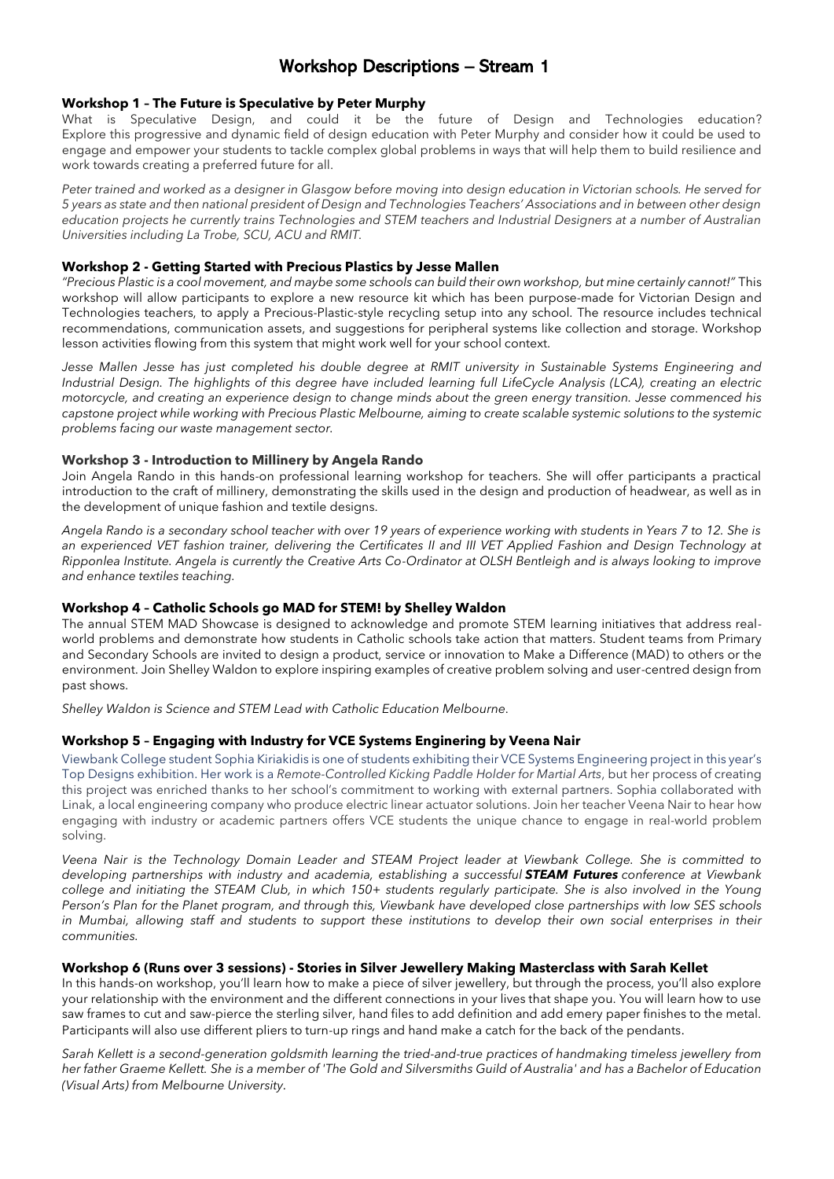# Workshop Descriptions – Stream 1

**Workshop 1 – The Future is Speculative by Peter Murphy**

What is Speculative Design, and could it be the future of Design and Technologies education? Explore this progressive and dynamic field of design education with Peter Murphy and consider how it could be used to engage and empower your students to tackle complex global problems in ways that will help them to build resilience and work towards creating a preferred future for all.

*Peter trained and worked as a designer in Glasgow before moving into design education in Victorian schools. He served for 5 years as state and then national president of Design and Technologies Teachers' Associations and in between other design education projects he currently trains Technologies and STEM teachers and Industrial Designers at a number of Australian Universities including La Trobe, SCU, ACU and RMIT.*

**Workshop 2 - Getting Started with Precious Plastics by Jesse Mallen**

*"Precious Plastic is a cool movement, and maybe some schools can build their own workshop, but mine certainly cannot!"* This workshop will allow participants to explore a new resource kit which has been purpose-made for Victorian Design and Technologies teachers, to apply a Precious-Plastic-style recycling setup into any school. The resource includes technical recommendations, communication assets, and suggestions for peripheral systems like collection and storage. Workshop lesson activities flowing from this system that might work well for your school context.

*Jesse Mallen Jesse has just completed his double degree at RMIT university in Sustainable Systems Engineering and Industrial Design. The highlights of this degree have included learning full LifeCycle Analysis (LCA), creating an electric motorcycle, and creating an experience design to change minds about the green energy transition. Jesse commenced his capstone project while working with Precious Plastic Melbourne, aiming to create scalable systemic solutions to the systemic problems facing our waste management sector.*

**Workshop 3 - Introduction to Millinery by Angela Rando**

Join Angela Rando in this hands-on professional learning workshop for teachers. She will offer participants a practical introduction to the craft of millinery, demonstrating the skills used in the design and production of headwear, as well as in the development of unique fashion and textile designs.

*Angela Rando is a secondary school teacher with over 19 years of experience working with students in Years 7 to 12. She is an experienced VET fashion trainer, delivering the Certificates II and III VET Applied Fashion and Design Technology at Ripponlea Institute. Angela is currently the Creative Arts Co-Ordinator at OLSH Bentleigh and is always looking to improve and enhance textiles teaching.*

**Workshop 4 – Catholic Schools go MAD for STEM! by Shelley Waldon**

The annual STEM MAD Showcase is designed to acknowledge and promote STEM learning initiatives that address real-world problems and demonstrate how students in Catholic schools take action that matters. Student teams from Primary and Secondary Schools are invited to design a product, service or innovation to Make a Difference (MAD) to others or the environment. Join Shelley Waldon to explore inspiring examples of creative problem solving and user-centred design from past shows.

*Shelley Waldon is Science and STEM Lead with Catholic Education Melbourne.*

**Workshop 5 – Engaging with Industry for VCE Systems Enginering by Veena Nair**

Viewbank College student Sophia Kiriakidis is one of students exhibiting their VCE Systems Engineering project in this year's Top Designs exhibition. Her work is a *Remote-Controlled Kicking Paddle Holder for Martial Arts*, but her process of creating this project was enriched thanks to her school's commitment to working with external partners. Sophia collaborated with Linak, a local engineering company who produce electric linear actuator solutions. Join her teacher Veena Nair to hear how engaging with industry or academic partners offers VCE students the unique chance to engage in real-world problem solving.

*Veena Nair is the Technology Domain Leader and STEAM Project leader at Viewbank College. She is committed to developing partnerships with industry and academia, establishing a successful* ***STEAM Futures*** *conference at Viewbank college and initiating the STEAM Club, in which 150+ students regularly participate. She is also involved in the Young Person's Plan for the Planet program, and through this, Viewbank have developed close partnerships with low SES schools in Mumbai, allowing staff and students to support these institutions to develop their own social enterprises in their communities.*

**Workshop 6 (Runs over 3 sessions) - Stories in Silver Jewellery Making Masterclass with Sarah Kellet**

In this hands-on workshop, you'll learn how to make a piece of silver jewellery, but through the process, you'll also explore your relationship with the environment and the different connections in your lives that shape you. You will learn how to use saw frames to cut and saw-pierce the sterling silver, hand files to add definition and add emery paper finishes to the metal. Participants will also use different pliers to turn-up rings and hand make a catch for the back of the pendants.

*Sarah Kellett is a second-generation goldsmith learning the tried-and-true practices of handmaking timeless jewellery from her father Graeme Kellett. She is a member of 'The Gold and Silversmiths Guild of Australia' and has a Bachelor of Education (Visual Arts) from Melbourne University.*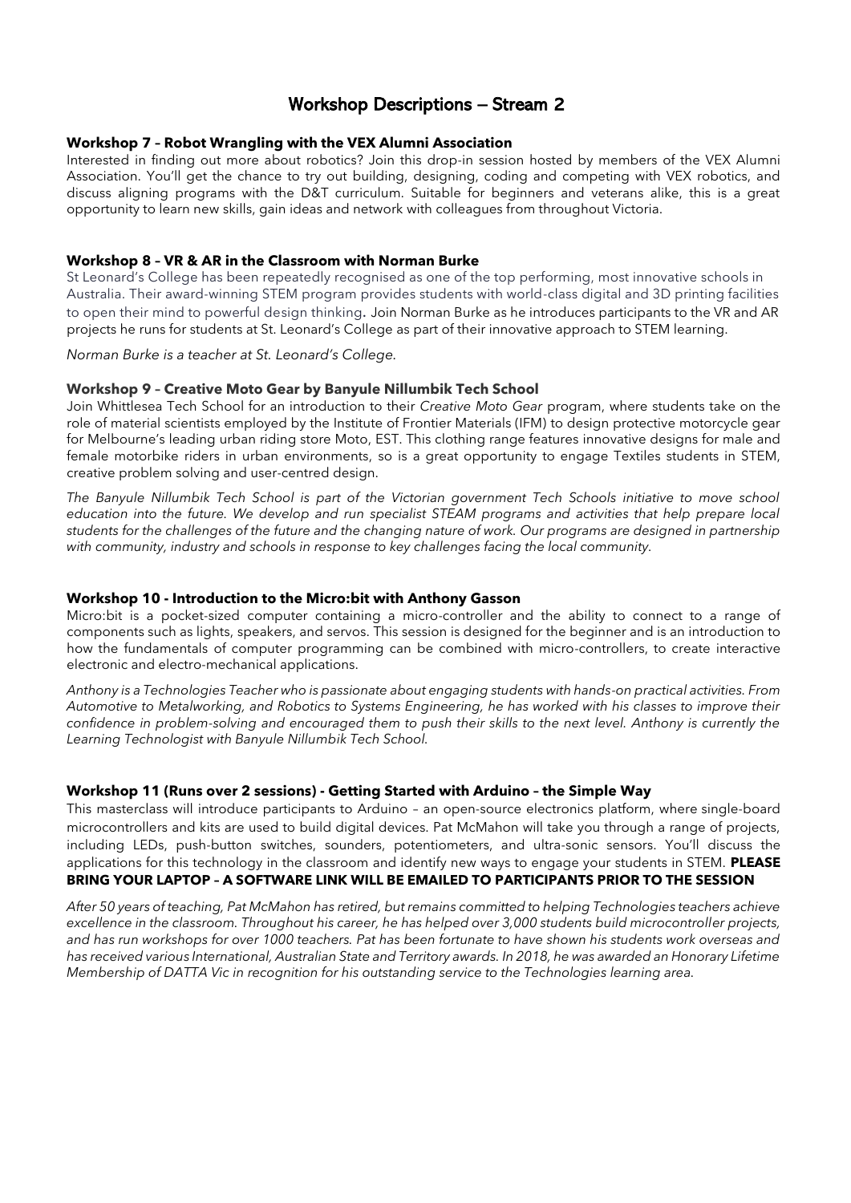# Workshop Descriptions – Stream 2

### Workshop 7 – Robot Wrangling with the VEX Alumni Association

Interested in finding out more about robotics? Join this drop-in session hosted by members of the VEX Alumni Association. You'll get the chance to try out building, designing, coding and competing with VEX robotics, and discuss aligning programs with the D&T curriculum. Suitable for beginners and veterans alike, this is a great opportunity to learn new skills, gain ideas and network with colleagues from throughout Victoria.

### Workshop 8 – VR & AR in the Classroom with Norman Burke

St Leonard's College has been repeatedly recognised as one of the top performing, most innovative schools in Australia. Their award-winning STEM program provides students with world-class digital and 3D printing facilities to open their mind to powerful design thinking. Join Norman Burke as he introduces participants to the VR and AR projects he runs for students at St. Leonard's College as part of their innovative approach to STEM learning.

*Norman Burke is a teacher at St. Leonard's College.*

### Workshop 9 – Creative Moto Gear by Banyule Nillumbik Tech School

Join Whittlesea Tech School for an introduction to their *Creative Moto Gear* program, where students take on the role of material scientists employed by the Institute of Frontier Materials (IFM) to design protective motorcycle gear for Melbourne's leading urban riding store Moto, EST. This clothing range features innovative designs for male and female motorbike riders in urban environments, so is a great opportunity to engage Textiles students in STEM, creative problem solving and user-centred design.

*The Banyule Nillumbik Tech School is part of the Victorian government Tech Schools initiative to move school education into the future. We develop and run specialist STEAM programs and activities that help prepare local students for the challenges of the future and the changing nature of work. Our programs are designed in partnership with community, industry and schools in response to key challenges facing the local community.*

### Workshop 10 - Introduction to the Micro:bit with Anthony Gasson

Micro:bit is a pocket-sized computer containing a micro-controller and the ability to connect to a range of components such as lights, speakers, and servos. This session is designed for the beginner and is an introduction to how the fundamentals of computer programming can be combined with micro-controllers, to create interactive electronic and electro-mechanical applications.

*Anthony is a Technologies Teacher who is passionate about engaging students with hands-on practical activities. From Automotive to Metalworking, and Robotics to Systems Engineering, he has worked with his classes to improve their confidence in problem-solving and encouraged them to push their skills to the next level. Anthony is currently the Learning Technologist with Banyule Nillumbik Tech School.*

### Workshop 11 (Runs over 2 sessions) - Getting Started with Arduino – the Simple Way

This masterclass will introduce participants to Arduino – an open-source electronics platform, where single-board microcontrollers and kits are used to build digital devices. Pat McMahon will take you through a range of projects, including LEDs, push-button switches, sounders, potentiometers, and ultra-sonic sensors. You'll discuss the applications for this technology in the classroom and identify new ways to engage your students in STEM. **PLEASE BRING YOUR LAPTOP – A SOFTWARE LINK WILL BE EMAILED TO PARTICIPANTS PRIOR TO THE SESSION**

*After 50 years of teaching, Pat McMahon has retired, but remains committed to helping Technologies teachers achieve excellence in the classroom. Throughout his career, he has helped over 3,000 students build microcontroller projects, and has run workshops for over 1000 teachers. Pat has been fortunate to have shown his students work overseas and has received various International, Australian State and Territory awards. In 2018, he was awarded an Honorary Lifetime Membership of DATTA Vic in recognition for his outstanding service to the Technologies learning area.*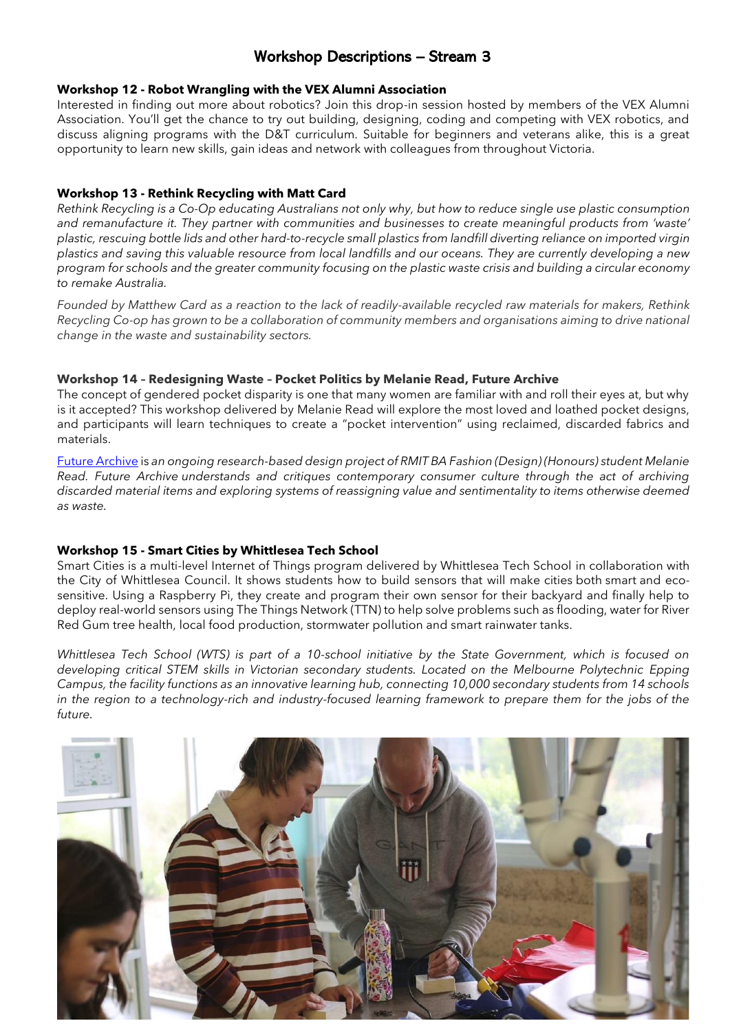# Workshop Descriptions – Stream 3

**Workshop 12 - Robot Wrangling with the VEX Alumni Association**

Interested in finding out more about robotics? Join this drop-in session hosted by members of the VEX Alumni Association. You'll get the chance to try out building, designing, coding and competing with VEX robotics, and discuss aligning programs with the D&T curriculum. Suitable for beginners and veterans alike, this is a great opportunity to learn new skills, gain ideas and network with colleagues from throughout Victoria.

**Workshop 13 - Rethink Recycling with Matt Card**

*Rethink Recycling is a Co-Op educating Australians not only why, but how to reduce single use plastic consumption and remanufacture it. They partner with communities and businesses to create meaningful products from 'waste' plastic, rescuing bottle lids and other hard-to-recycle small plastics from landfill diverting reliance on imported virgin plastics and saving this valuable resource from local landfills and our oceans. They are currently developing a new program for schools and the greater community focusing on the plastic waste crisis and building a circular economy to remake Australia.*

*Founded by Matthew Card as a reaction to the lack of readily-available recycled raw materials for makers, Rethink Recycling Co-op has grown to be a collaboration of community members and organisations aiming to drive national change in the waste and sustainability sectors.*

**Workshop 14 – Redesigning Waste – Pocket Politics by Melanie Read, Future Archive**

The concept of gendered pocket disparity is one that many women are familiar with and roll their eyes at, but why is it accepted? This workshop delivered by Melanie Read will explore the most loved and loathed pocket designs, and participants will learn techniques to create a "pocket intervention" using reclaimed, discarded fabrics and materials.

Future Archive is *an ongoing research-based design project of RMIT BA Fashion (Design) (Honours) student Melanie Read. Future Archive understands and critiques contemporary consumer culture through the act of archiving discarded material items and exploring systems of reassigning value and sentimentality to items otherwise deemed as waste.*

**Workshop 15 - Smart Cities by Whittlesea Tech School**

Smart Cities is a multi-level Internet of Things program delivered by Whittlesea Tech School in collaboration with the City of Whittlesea Council. It shows students how to build sensors that will make cities both smart and eco-sensitive. Using a Raspberry Pi, they create and program their own sensor for their backyard and finally help to deploy real-world sensors using The Things Network (TTN) to help solve problems such as flooding, water for River Red Gum tree health, local food production, stormwater pollution and smart rainwater tanks.

*Whittlesea Tech School (WTS) is part of a 10-school initiative by the State Government, which is focused on developing critical STEM skills in Victorian secondary students. Located on the Melbourne Polytechnic Epping Campus, the facility functions as an innovative learning hub, connecting 10,000 secondary students from 14 schools in the region to a technology-rich and industry-focused learning framework to prepare them for the jobs of the future.*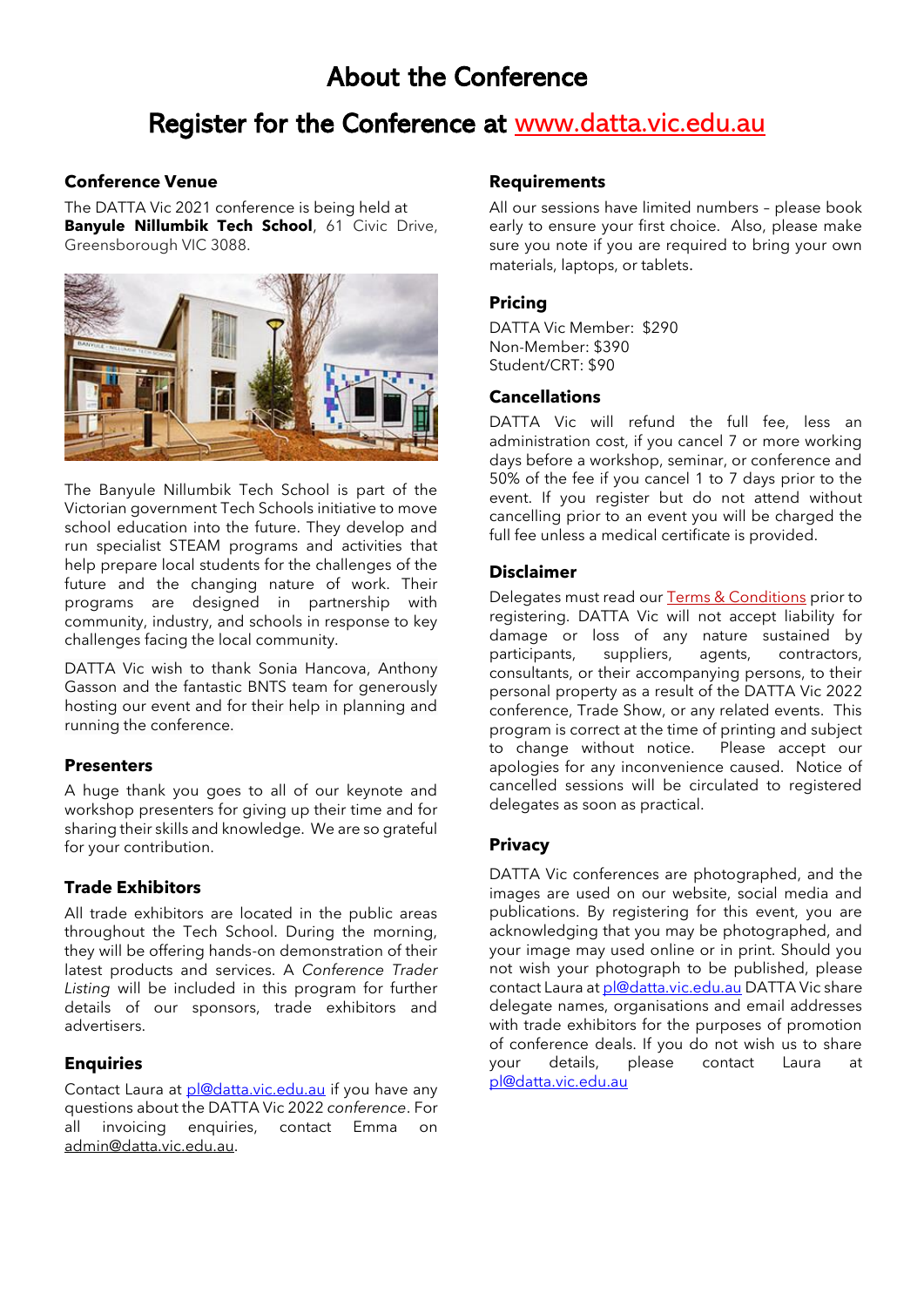# About the Conference

## Register for the Conference at www.datta.vic.edu.au

### Conference Venue

The DATTA Vic 2021 conference is being held at **Banyule Nillumbik Tech School**, 61 Civic Drive, Greensborough VIC 3088.

The Banyule Nillumbik Tech School is part of the Victorian government Tech Schools initiative to move school education into the future. They develop and run specialist STEAM programs and activities that help prepare local students for the challenges of the future and the changing nature of work. Their programs are designed in partnership with community, industry, and schools in response to key challenges facing the local community.

DATTA Vic wish to thank Sonia Hancova, Anthony Gasson and the fantastic BNTS team for generously hosting our event and for their help in planning and running the conference.

### Presenters

A huge thank you goes to all of our keynote and workshop presenters for giving up their time and for sharing their skills and knowledge. We are so grateful for your contribution.

### Trade Exhibitors

All trade exhibitors are located in the public areas throughout the Tech School. During the morning, they will be offering hands-on demonstration of their latest products and services. A *Conference Trader Listing* will be included in this program for further details of our sponsors, trade exhibitors and advertisers.

### Enquiries

Contact Laura at pl@datta.vic.edu.au if you have any questions about the DATTA Vic 2022 *conference*. For all invoicing enquiries, contact Emma on admin@datta.vic.edu.au.

### Requirements

All our sessions have limited numbers – please book early to ensure your first choice. Also, please make sure you note if you are required to bring your own materials, laptops, or tablets.

### Pricing

DATTA Vic Member: $290
Non-Member: $390
Student/CRT: $90

### Cancellations

DATTA Vic will refund the full fee, less an administration cost, if you cancel 7 or more working days before a workshop, seminar, or conference and 50% of the fee if you cancel 1 to 7 days prior to the event. If you register but do not attend without cancelling prior to an event you will be charged the full fee unless a medical certificate is provided.

### Disclaimer

Delegates must read our Terms & Conditions prior to registering. DATTA Vic will not accept liability for damage or loss of any nature sustained by participants, suppliers, agents, contractors, consultants, or their accompanying persons, to their personal property as a result of the DATTA Vic 2022 conference, Trade Show, or any related events. This program is correct at the time of printing and subject to change without notice. Please accept our apologies for any inconvenience caused. Notice of cancelled sessions will be circulated to registered delegates as soon as practical.

### Privacy

DATTA Vic conferences are photographed, and the images are used on our website, social media and publications. By registering for this event, you are acknowledging that you may be photographed, and your image may used online or in print. Should you not wish your photograph to be published, please contact Laura at pl@datta.vic.edu.au DATTA Vic share delegate names, organisations and email addresses with trade exhibitors for the purposes of promotion of conference deals. If you do not wish us to share your details, please contact Laura at pl@datta.vic.edu.au